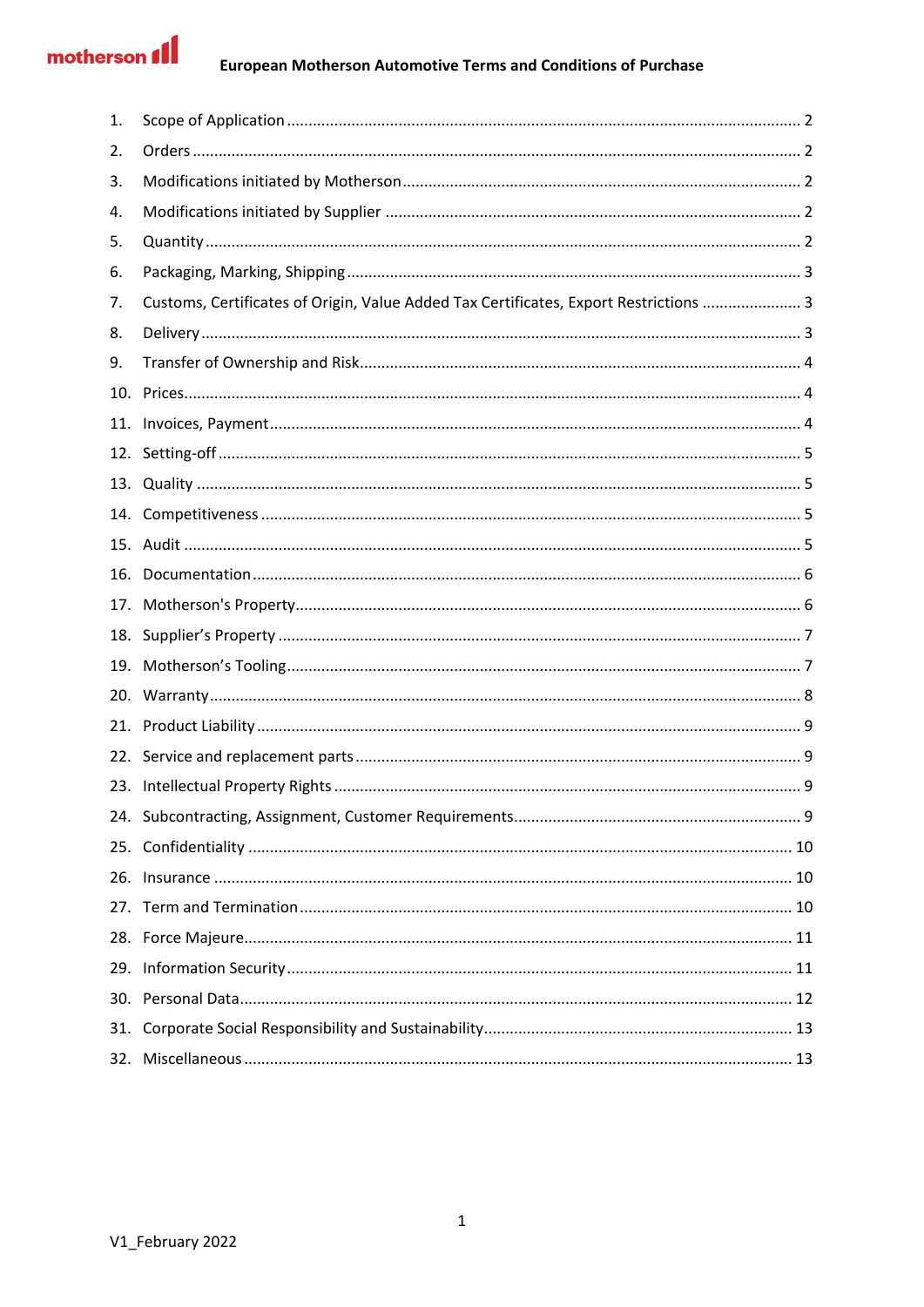# European Motherson Automotive Terms and Conditions of Purchase

1. Scope of Application ..... 2
2. Orders ..... 2
3. Modifications initiated by Motherson ..... 2
4. Modifications initiated by Supplier ..... 2
5. Quantity ..... 2
6. Packaging, Marking, Shipping ..... 3
7. Customs, Certificates of Origin, Value Added Tax Certificates, Export Restrictions ..... 3
8. Delivery ..... 3
9. Transfer of Ownership and Risk ..... 4
10. Prices ..... 4
11. Invoices, Payment ..... 4
12. Setting-off ..... 5
13. Quality ..... 5
14. Competitiveness ..... 5
15. Audit ..... 5
16. Documentation ..... 6
17. Motherson's Property ..... 6
18. Supplier's Property ..... 7
19. Motherson's Tooling ..... 7
20. Warranty ..... 8
21. Product Liability ..... 9
22. Service and replacement parts ..... 9
23. Intellectual Property Rights ..... 9
24. Subcontracting, Assignment, Customer Requirements ..... 9
25. Confidentiality ..... 10
26. Insurance ..... 10
27. Term and Termination ..... 10
28. Force Majeure ..... 11
29. Information Security ..... 11
30. Personal Data ..... 12
31. Corporate Social Responsibility and Sustainability ..... 13
32. Miscellaneous ..... 13

V1_February 2022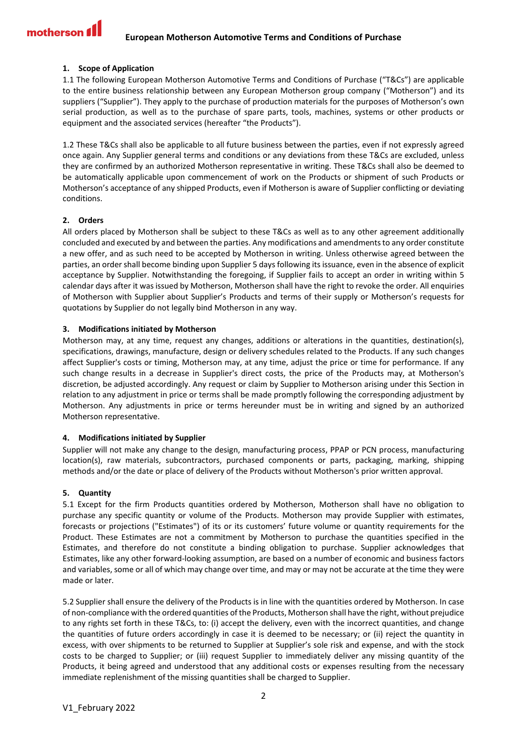## 1. Scope of Application

1.1 The following European Motherson Automotive Terms and Conditions of Purchase ("T&Cs") are applicable to the entire business relationship between any European Motherson group company ("Motherson") and its suppliers ("Supplier"). They apply to the purchase of production materials for the purposes of Motherson's own serial production, as well as to the purchase of spare parts, tools, machines, systems or other products or equipment and the associated services (hereafter "the Products").

1.2 These T&Cs shall also be applicable to all future business between the parties, even if not expressly agreed once again. Any Supplier general terms and conditions or any deviations from these T&Cs are excluded, unless they are confirmed by an authorized Motherson representative in writing. These T&Cs shall also be deemed to be automatically applicable upon commencement of work on the Products or shipment of such Products or Motherson's acceptance of any shipped Products, even if Motherson is aware of Supplier conflicting or deviating conditions.

## 2. Orders

All orders placed by Motherson shall be subject to these T&Cs as well as to any other agreement additionally concluded and executed by and between the parties. Any modifications and amendments to any order constitute a new offer, and as such need to be accepted by Motherson in writing. Unless otherwise agreed between the parties, an order shall become binding upon Supplier 5 days following its issuance, even in the absence of explicit acceptance by Supplier. Notwithstanding the foregoing, if Supplier fails to accept an order in writing within 5 calendar days after it was issued by Motherson, Motherson shall have the right to revoke the order. All enquiries of Motherson with Supplier about Supplier's Products and terms of their supply or Motherson's requests for quotations by Supplier do not legally bind Motherson in any way.

## 3. Modifications initiated by Motherson

Motherson may, at any time, request any changes, additions or alterations in the quantities, destination(s), specifications, drawings, manufacture, design or delivery schedules related to the Products. If any such changes affect Supplier's costs or timing, Motherson may, at any time, adjust the price or time for performance. If any such change results in a decrease in Supplier's direct costs, the price of the Products may, at Motherson's discretion, be adjusted accordingly. Any request or claim by Supplier to Motherson arising under this Section in relation to any adjustment in price or terms shall be made promptly following the corresponding adjustment by Motherson. Any adjustments in price or terms hereunder must be in writing and signed by an authorized Motherson representative.

## 4. Modifications initiated by Supplier

Supplier will not make any change to the design, manufacturing process, PPAP or PCN process, manufacturing location(s), raw materials, subcontractors, purchased components or parts, packaging, marking, shipping methods and/or the date or place of delivery of the Products without Motherson's prior written approval.

## 5. Quantity

5.1 Except for the firm Products quantities ordered by Motherson, Motherson shall have no obligation to purchase any specific quantity or volume of the Products. Motherson may provide Supplier with estimates, forecasts or projections ("Estimates") of its or its customers' future volume or quantity requirements for the Product. These Estimates are not a commitment by Motherson to purchase the quantities specified in the Estimates, and therefore do not constitute a binding obligation to purchase. Supplier acknowledges that Estimates, like any other forward-looking assumption, are based on a number of economic and business factors and variables, some or all of which may change over time, and may or may not be accurate at the time they were made or later.

5.2 Supplier shall ensure the delivery of the Products is in line with the quantities ordered by Motherson. In case of non-compliance with the ordered quantities of the Products, Motherson shall have the right, without prejudice to any rights set forth in these T&Cs, to: (i) accept the delivery, even with the incorrect quantities, and change the quantities of future orders accordingly in case it is deemed to be necessary; or (ii) reject the quantity in excess, with over shipments to be returned to Supplier at Supplier's sole risk and expense, and with the stock costs to be charged to Supplier; or (iii) request Supplier to immediately deliver any missing quantity of the Products, it being agreed and understood that any additional costs or expenses resulting from the necessary immediate replenishment of the missing quantities shall be charged to Supplier.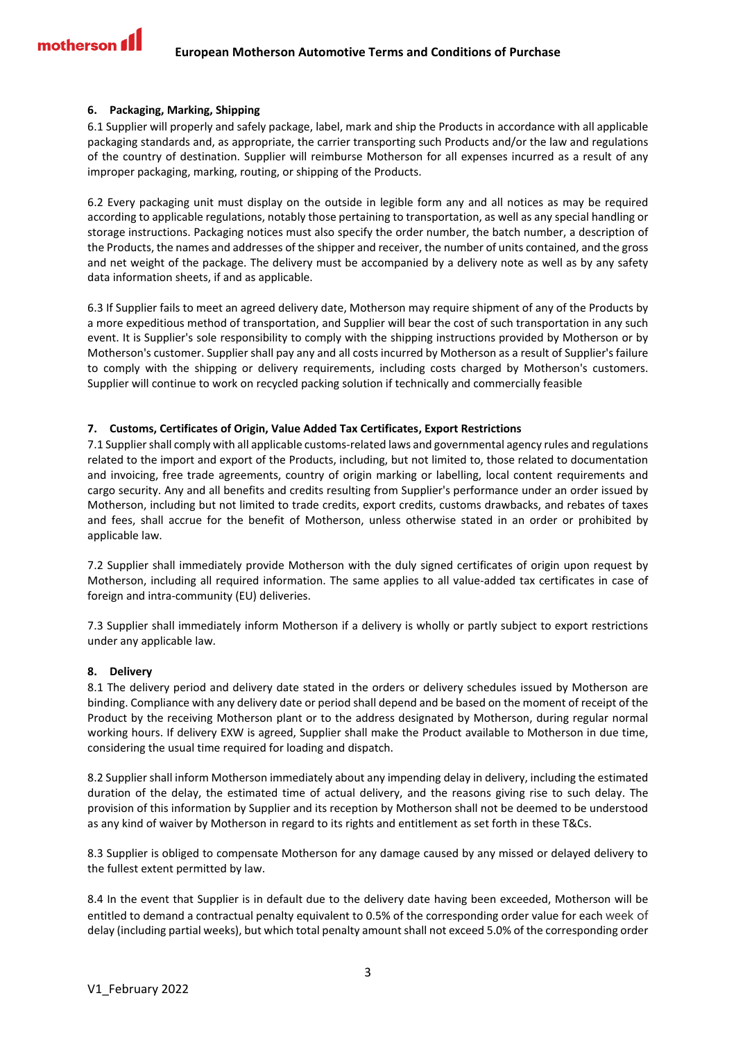## 6. Packaging, Marking, Shipping

6.1 Supplier will properly and safely package, label, mark and ship the Products in accordance with all applicable packaging standards and, as appropriate, the carrier transporting such Products and/or the law and regulations of the country of destination. Supplier will reimburse Motherson for all expenses incurred as a result of any improper packaging, marking, routing, or shipping of the Products.

6.2 Every packaging unit must display on the outside in legible form any and all notices as may be required according to applicable regulations, notably those pertaining to transportation, as well as any special handling or storage instructions. Packaging notices must also specify the order number, the batch number, a description of the Products, the names and addresses of the shipper and receiver, the number of units contained, and the gross and net weight of the package. The delivery must be accompanied by a delivery note as well as by any safety data information sheets, if and as applicable.

6.3 If Supplier fails to meet an agreed delivery date, Motherson may require shipment of any of the Products by a more expeditious method of transportation, and Supplier will bear the cost of such transportation in any such event. It is Supplier's sole responsibility to comply with the shipping instructions provided by Motherson or by Motherson's customer. Supplier shall pay any and all costs incurred by Motherson as a result of Supplier's failure to comply with the shipping or delivery requirements, including costs charged by Motherson's customers. Supplier will continue to work on recycled packing solution if technically and commercially feasible

## 7. Customs, Certificates of Origin, Value Added Tax Certificates, Export Restrictions

7.1 Supplier shall comply with all applicable customs-related laws and governmental agency rules and regulations related to the import and export of the Products, including, but not limited to, those related to documentation and invoicing, free trade agreements, country of origin marking or labelling, local content requirements and cargo security. Any and all benefits and credits resulting from Supplier's performance under an order issued by Motherson, including but not limited to trade credits, export credits, customs drawbacks, and rebates of taxes and fees, shall accrue for the benefit of Motherson, unless otherwise stated in an order or prohibited by applicable law.

7.2 Supplier shall immediately provide Motherson with the duly signed certificates of origin upon request by Motherson, including all required information. The same applies to all value-added tax certificates in case of foreign and intra-community (EU) deliveries.

7.3 Supplier shall immediately inform Motherson if a delivery is wholly or partly subject to export restrictions under any applicable law.

## 8. Delivery

8.1 The delivery period and delivery date stated in the orders or delivery schedules issued by Motherson are binding. Compliance with any delivery date or period shall depend and be based on the moment of receipt of the Product by the receiving Motherson plant or to the address designated by Motherson, during regular normal working hours. If delivery EXW is agreed, Supplier shall make the Product available to Motherson in due time, considering the usual time required for loading and dispatch.

8.2 Supplier shall inform Motherson immediately about any impending delay in delivery, including the estimated duration of the delay, the estimated time of actual delivery, and the reasons giving rise to such delay. The provision of this information by Supplier and its reception by Motherson shall not be deemed to be understood as any kind of waiver by Motherson in regard to its rights and entitlement as set forth in these T&Cs.

8.3 Supplier is obliged to compensate Motherson for any damage caused by any missed or delayed delivery to the fullest extent permitted by law.

8.4 In the event that Supplier is in default due to the delivery date having been exceeded, Motherson will be entitled to demand a contractual penalty equivalent to 0.5% of the corresponding order value for each week of delay (including partial weeks), but which total penalty amount shall not exceed 5.0% of the corresponding order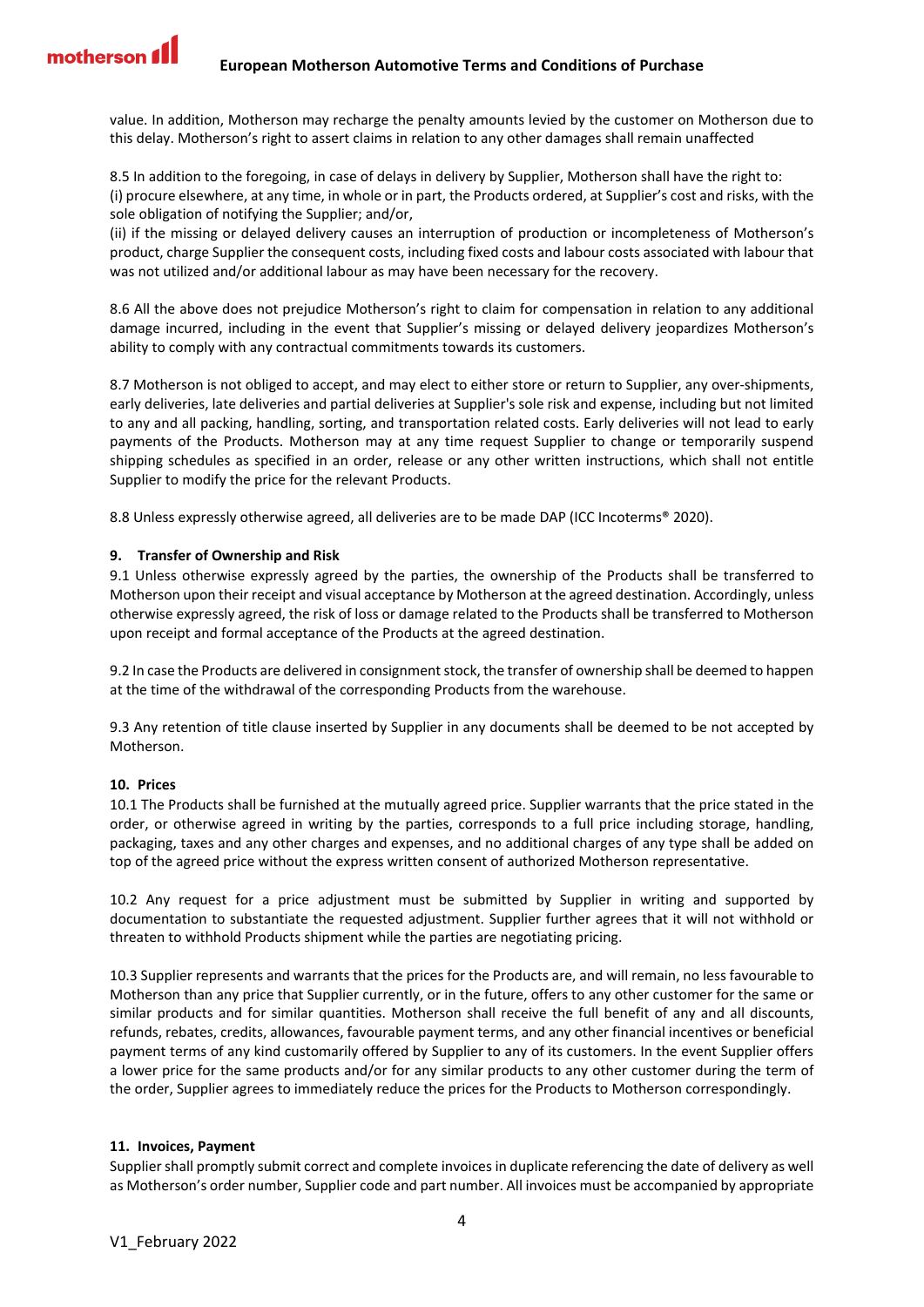value. In addition, Motherson may recharge the penalty amounts levied by the customer on Motherson due to this delay. Motherson's right to assert claims in relation to any other damages shall remain unaffected

8.5 In addition to the foregoing, in case of delays in delivery by Supplier, Motherson shall have the right to:
(i) procure elsewhere, at any time, in whole or in part, the Products ordered, at Supplier's cost and risks, with the sole obligation of notifying the Supplier; and/or,
(ii) if the missing or delayed delivery causes an interruption of production or incompleteness of Motherson's product, charge Supplier the consequent costs, including fixed costs and labour costs associated with labour that was not utilized and/or additional labour as may have been necessary for the recovery.

8.6 All the above does not prejudice Motherson's right to claim for compensation in relation to any additional damage incurred, including in the event that Supplier's missing or delayed delivery jeopardizes Motherson's ability to comply with any contractual commitments towards its customers.

8.7 Motherson is not obliged to accept, and may elect to either store or return to Supplier, any over-shipments, early deliveries, late deliveries and partial deliveries at Supplier's sole risk and expense, including but not limited to any and all packing, handling, sorting, and transportation related costs. Early deliveries will not lead to early payments of the Products. Motherson may at any time request Supplier to change or temporarily suspend shipping schedules as specified in an order, release or any other written instructions, which shall not entitle Supplier to modify the price for the relevant Products.

8.8 Unless expressly otherwise agreed, all deliveries are to be made DAP (ICC Incoterms® 2020).

### 9. Transfer of Ownership and Risk

9.1 Unless otherwise expressly agreed by the parties, the ownership of the Products shall be transferred to Motherson upon their receipt and visual acceptance by Motherson at the agreed destination. Accordingly, unless otherwise expressly agreed, the risk of loss or damage related to the Products shall be transferred to Motherson upon receipt and formal acceptance of the Products at the agreed destination.

9.2 In case the Products are delivered in consignment stock, the transfer of ownership shall be deemed to happen at the time of the withdrawal of the corresponding Products from the warehouse.

9.3 Any retention of title clause inserted by Supplier in any documents shall be deemed to be not accepted by Motherson.

### 10. Prices

10.1 The Products shall be furnished at the mutually agreed price. Supplier warrants that the price stated in the order, or otherwise agreed in writing by the parties, corresponds to a full price including storage, handling, packaging, taxes and any other charges and expenses, and no additional charges of any type shall be added on top of the agreed price without the express written consent of authorized Motherson representative.

10.2 Any request for a price adjustment must be submitted by Supplier in writing and supported by documentation to substantiate the requested adjustment. Supplier further agrees that it will not withhold or threaten to withhold Products shipment while the parties are negotiating pricing.

10.3 Supplier represents and warrants that the prices for the Products are, and will remain, no less favourable to Motherson than any price that Supplier currently, or in the future, offers to any other customer for the same or similar products and for similar quantities. Motherson shall receive the full benefit of any and all discounts, refunds, rebates, credits, allowances, favourable payment terms, and any other financial incentives or beneficial payment terms of any kind customarily offered by Supplier to any of its customers. In the event Supplier offers a lower price for the same products and/or for any similar products to any other customer during the term of the order, Supplier agrees to immediately reduce the prices for the Products to Motherson correspondingly.

### 11. Invoices, Payment

Supplier shall promptly submit correct and complete invoices in duplicate referencing the date of delivery as well as Motherson's order number, Supplier code and part number. All invoices must be accompanied by appropriate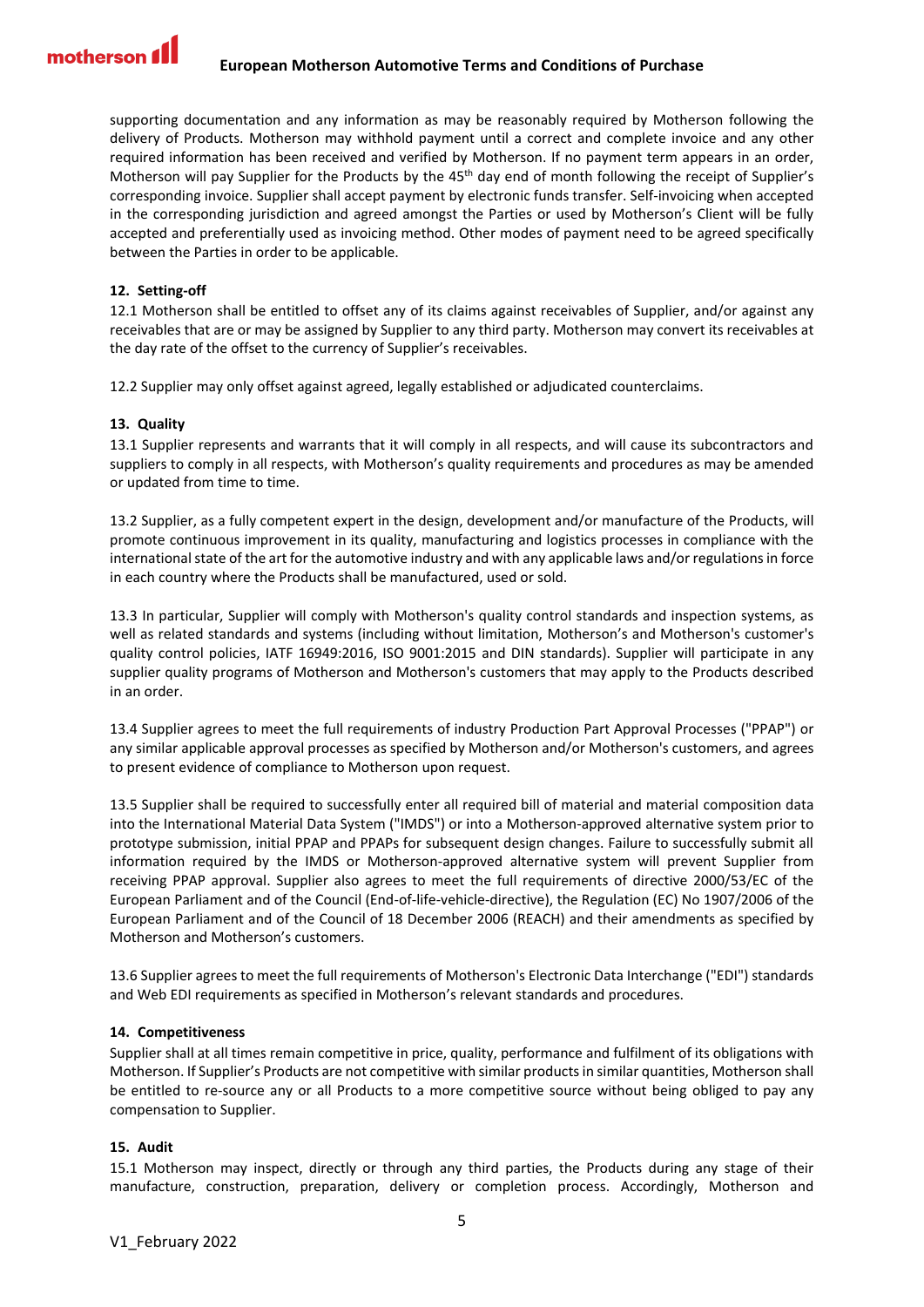supporting documentation and any information as may be reasonably required by Motherson following the delivery of Products. Motherson may withhold payment until a correct and complete invoice and any other required information has been received and verified by Motherson. If no payment term appears in an order, Motherson will pay Supplier for the Products by the 45th day end of month following the receipt of Supplier's corresponding invoice. Supplier shall accept payment by electronic funds transfer. Self-invoicing when accepted in the corresponding jurisdiction and agreed amongst the Parties or used by Motherson's Client will be fully accepted and preferentially used as invoicing method. Other modes of payment need to be agreed specifically between the Parties in order to be applicable.

## 12. Setting-off

12.1 Motherson shall be entitled to offset any of its claims against receivables of Supplier, and/or against any receivables that are or may be assigned by Supplier to any third party. Motherson may convert its receivables at the day rate of the offset to the currency of Supplier's receivables.

12.2 Supplier may only offset against agreed, legally established or adjudicated counterclaims.

## 13. Quality

13.1 Supplier represents and warrants that it will comply in all respects, and will cause its subcontractors and suppliers to comply in all respects, with Motherson's quality requirements and procedures as may be amended or updated from time to time.

13.2 Supplier, as a fully competent expert in the design, development and/or manufacture of the Products, will promote continuous improvement in its quality, manufacturing and logistics processes in compliance with the international state of the art for the automotive industry and with any applicable laws and/or regulations in force in each country where the Products shall be manufactured, used or sold.

13.3 In particular, Supplier will comply with Motherson's quality control standards and inspection systems, as well as related standards and systems (including without limitation, Motherson's and Motherson's customer's quality control policies, IATF 16949:2016, ISO 9001:2015 and DIN standards). Supplier will participate in any supplier quality programs of Motherson and Motherson's customers that may apply to the Products described in an order.

13.4 Supplier agrees to meet the full requirements of industry Production Part Approval Processes ("PPAP") or any similar applicable approval processes as specified by Motherson and/or Motherson's customers, and agrees to present evidence of compliance to Motherson upon request.

13.5 Supplier shall be required to successfully enter all required bill of material and material composition data into the International Material Data System ("IMDS") or into a Motherson-approved alternative system prior to prototype submission, initial PPAP and PPAPs for subsequent design changes. Failure to successfully submit all information required by the IMDS or Motherson-approved alternative system will prevent Supplier from receiving PPAP approval. Supplier also agrees to meet the full requirements of directive 2000/53/EC of the European Parliament and of the Council (End-of-life-vehicle-directive), the Regulation (EC) No 1907/2006 of the European Parliament and of the Council of 18 December 2006 (REACH) and their amendments as specified by Motherson and Motherson's customers.

13.6 Supplier agrees to meet the full requirements of Motherson's Electronic Data Interchange ("EDI") standards and Web EDI requirements as specified in Motherson's relevant standards and procedures.

## 14. Competitiveness

Supplier shall at all times remain competitive in price, quality, performance and fulfilment of its obligations with Motherson. If Supplier's Products are not competitive with similar products in similar quantities, Motherson shall be entitled to re-source any or all Products to a more competitive source without being obliged to pay any compensation to Supplier.

## 15. Audit

15.1 Motherson may inspect, directly or through any third parties, the Products during any stage of their manufacture, construction, preparation, delivery or completion process. Accordingly, Motherson and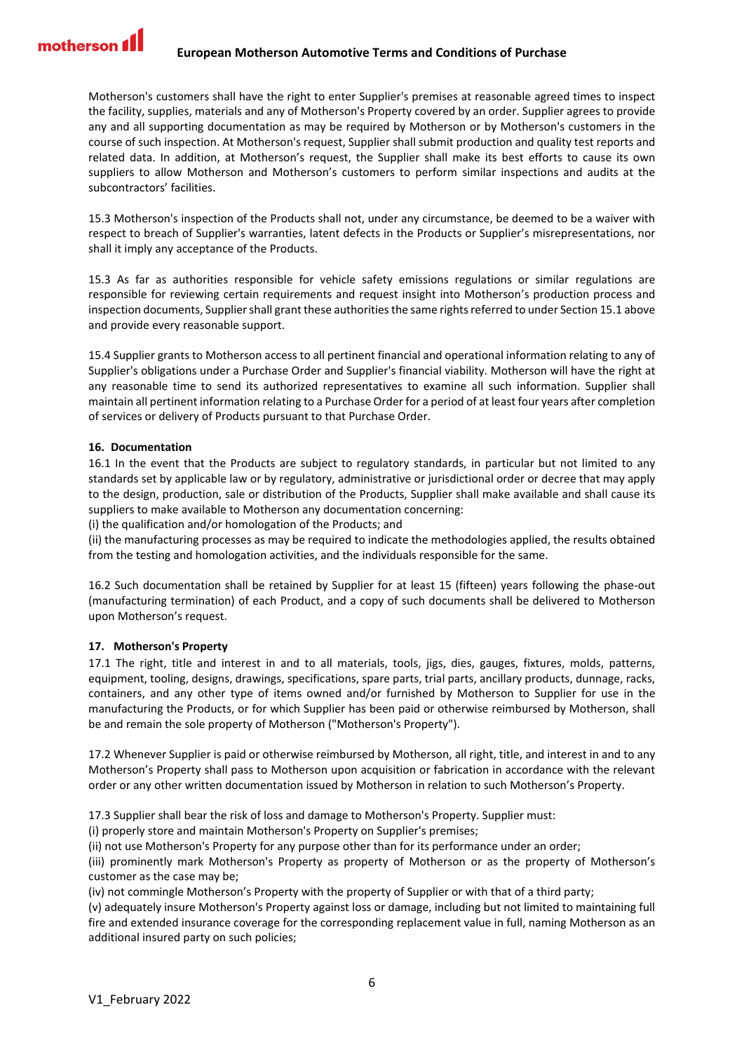Motherson's customers shall have the right to enter Supplier's premises at reasonable agreed times to inspect the facility, supplies, materials and any of Motherson's Property covered by an order. Supplier agrees to provide any and all supporting documentation as may be required by Motherson or by Motherson's customers in the course of such inspection. At Motherson's request, Supplier shall submit production and quality test reports and related data. In addition, at Motherson's request, the Supplier shall make its best efforts to cause its own suppliers to allow Motherson and Motherson's customers to perform similar inspections and audits at the subcontractors' facilities.

15.3 Motherson's inspection of the Products shall not, under any circumstance, be deemed to be a waiver with respect to breach of Supplier's warranties, latent defects in the Products or Supplier's misrepresentations, nor shall it imply any acceptance of the Products.

15.3 As far as authorities responsible for vehicle safety emissions regulations or similar regulations are responsible for reviewing certain requirements and request insight into Motherson's production process and inspection documents, Supplier shall grant these authorities the same rights referred to under Section 15.1 above and provide every reasonable support.

15.4 Supplier grants to Motherson access to all pertinent financial and operational information relating to any of Supplier's obligations under a Purchase Order and Supplier's financial viability. Motherson will have the right at any reasonable time to send its authorized representatives to examine all such information. Supplier shall maintain all pertinent information relating to a Purchase Order for a period of at least four years after completion of services or delivery of Products pursuant to that Purchase Order.

**16. Documentation**

16.1 In the event that the Products are subject to regulatory standards, in particular but not limited to any standards set by applicable law or by regulatory, administrative or jurisdictional order or decree that may apply to the design, production, sale or distribution of the Products, Supplier shall make available and shall cause its suppliers to make available to Motherson any documentation concerning:
(i) the qualification and/or homologation of the Products; and
(ii) the manufacturing processes as may be required to indicate the methodologies applied, the results obtained from the testing and homologation activities, and the individuals responsible for the same.

16.2 Such documentation shall be retained by Supplier for at least 15 (fifteen) years following the phase-out (manufacturing termination) of each Product, and a copy of such documents shall be delivered to Motherson upon Motherson's request.

**17. Motherson's Property**

17.1 The right, title and interest in and to all materials, tools, jigs, dies, gauges, fixtures, molds, patterns, equipment, tooling, designs, drawings, specifications, spare parts, trial parts, ancillary products, dunnage, racks, containers, and any other type of items owned and/or furnished by Motherson to Supplier for use in the manufacturing the Products, or for which Supplier has been paid or otherwise reimbursed by Motherson, shall be and remain the sole property of Motherson ("Motherson's Property").

17.2 Whenever Supplier is paid or otherwise reimbursed by Motherson, all right, title, and interest in and to any Motherson's Property shall pass to Motherson upon acquisition or fabrication in accordance with the relevant order or any other written documentation issued by Motherson in relation to such Motherson's Property.

17.3 Supplier shall bear the risk of loss and damage to Motherson's Property. Supplier must:
(i) properly store and maintain Motherson's Property on Supplier's premises;
(ii) not use Motherson's Property for any purpose other than for its performance under an order;
(iii) prominently mark Motherson's Property as property of Motherson or as the property of Motherson's customer as the case may be;
(iv) not commingle Motherson's Property with the property of Supplier or with that of a third party;
(v) adequately insure Motherson's Property against loss or damage, including but not limited to maintaining full fire and extended insurance coverage for the corresponding replacement value in full, naming Motherson as an additional insured party on such policies;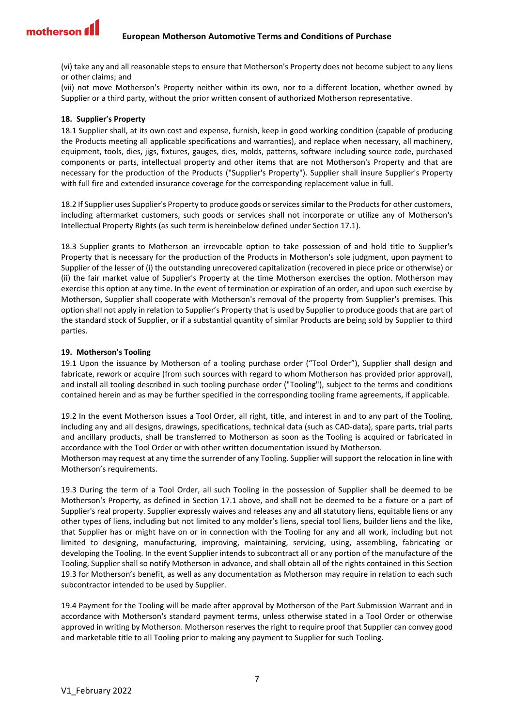(vi) take any and all reasonable steps to ensure that Motherson's Property does not become subject to any liens or other claims; and

(vii) not move Motherson's Property neither within its own, nor to a different location, whether owned by Supplier or a third party, without the prior written consent of authorized Motherson representative.

## 18. Supplier's Property

18.1 Supplier shall, at its own cost and expense, furnish, keep in good working condition (capable of producing the Products meeting all applicable specifications and warranties), and replace when necessary, all machinery, equipment, tools, dies, jigs, fixtures, gauges, dies, molds, patterns, software including source code, purchased components or parts, intellectual property and other items that are not Motherson's Property and that are necessary for the production of the Products ("Supplier's Property"). Supplier shall insure Supplier's Property with full fire and extended insurance coverage for the corresponding replacement value in full.

18.2 If Supplier uses Supplier's Property to produce goods or services similar to the Products for other customers, including aftermarket customers, such goods or services shall not incorporate or utilize any of Motherson's Intellectual Property Rights (as such term is hereinbelow defined under Section 17.1).

18.3 Supplier grants to Motherson an irrevocable option to take possession of and hold title to Supplier's Property that is necessary for the production of the Products in Motherson's sole judgment, upon payment to Supplier of the lesser of (i) the outstanding unrecovered capitalization (recovered in piece price or otherwise) or (ii) the fair market value of Supplier's Property at the time Motherson exercises the option. Motherson may exercise this option at any time. In the event of termination or expiration of an order, and upon such exercise by Motherson, Supplier shall cooperate with Motherson's removal of the property from Supplier's premises. This option shall not apply in relation to Supplier's Property that is used by Supplier to produce goods that are part of the standard stock of Supplier, or if a substantial quantity of similar Products are being sold by Supplier to third parties.

## 19. Motherson's Tooling

19.1 Upon the issuance by Motherson of a tooling purchase order ("Tool Order"), Supplier shall design and fabricate, rework or acquire (from such sources with regard to whom Motherson has provided prior approval), and install all tooling described in such tooling purchase order ("Tooling"), subject to the terms and conditions contained herein and as may be further specified in the corresponding tooling frame agreements, if applicable.

19.2 In the event Motherson issues a Tool Order, all right, title, and interest in and to any part of the Tooling, including any and all designs, drawings, specifications, technical data (such as CAD-data), spare parts, trial parts and ancillary products, shall be transferred to Motherson as soon as the Tooling is acquired or fabricated in accordance with the Tool Order or with other written documentation issued by Motherson.

Motherson may request at any time the surrender of any Tooling. Supplier will support the relocation in line with Motherson's requirements.

19.3 During the term of a Tool Order, all such Tooling in the possession of Supplier shall be deemed to be Motherson's Property, as defined in Section 17.1 above, and shall not be deemed to be a fixture or a part of Supplier's real property. Supplier expressly waives and releases any and all statutory liens, equitable liens or any other types of liens, including but not limited to any molder's liens, special tool liens, builder liens and the like, that Supplier has or might have on or in connection with the Tooling for any and all work, including but not limited to designing, manufacturing, improving, maintaining, servicing, using, assembling, fabricating or developing the Tooling. In the event Supplier intends to subcontract all or any portion of the manufacture of the Tooling, Supplier shall so notify Motherson in advance, and shall obtain all of the rights contained in this Section 19.3 for Motherson's benefit, as well as any documentation as Motherson may require in relation to each such subcontractor intended to be used by Supplier.

19.4 Payment for the Tooling will be made after approval by Motherson of the Part Submission Warrant and in accordance with Motherson's standard payment terms, unless otherwise stated in a Tool Order or otherwise approved in writing by Motherson. Motherson reserves the right to require proof that Supplier can convey good and marketable title to all Tooling prior to making any payment to Supplier for such Tooling.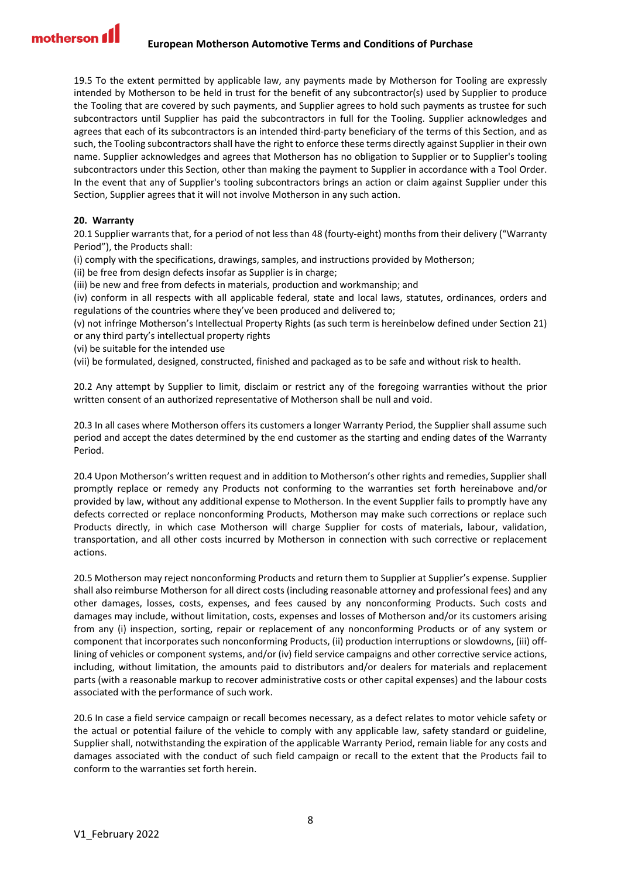19.5 To the extent permitted by applicable law, any payments made by Motherson for Tooling are expressly intended by Motherson to be held in trust for the benefit of any subcontractor(s) used by Supplier to produce the Tooling that are covered by such payments, and Supplier agrees to hold such payments as trustee for such subcontractors until Supplier has paid the subcontractors in full for the Tooling. Supplier acknowledges and agrees that each of its subcontractors is an intended third-party beneficiary of the terms of this Section, and as such, the Tooling subcontractors shall have the right to enforce these terms directly against Supplier in their own name. Supplier acknowledges and agrees that Motherson has no obligation to Supplier or to Supplier's tooling subcontractors under this Section, other than making the payment to Supplier in accordance with a Tool Order. In the event that any of Supplier's tooling subcontractors brings an action or claim against Supplier under this Section, Supplier agrees that it will not involve Motherson in any such action.

**20. Warranty**

20.1 Supplier warrants that, for a period of not less than 48 (fourty-eight) months from their delivery ("Warranty Period"), the Products shall:

(i) comply with the specifications, drawings, samples, and instructions provided by Motherson;

(ii) be free from design defects insofar as Supplier is in charge;

(iii) be new and free from defects in materials, production and workmanship; and

(iv) conform in all respects with all applicable federal, state and local laws, statutes, ordinances, orders and regulations of the countries where they've been produced and delivered to;

(v) not infringe Motherson's Intellectual Property Rights (as such term is hereinbelow defined under Section 21) or any third party's intellectual property rights

(vi) be suitable for the intended use

(vii) be formulated, designed, constructed, finished and packaged as to be safe and without risk to health.

20.2 Any attempt by Supplier to limit, disclaim or restrict any of the foregoing warranties without the prior written consent of an authorized representative of Motherson shall be null and void.

20.3 In all cases where Motherson offers its customers a longer Warranty Period, the Supplier shall assume such period and accept the dates determined by the end customer as the starting and ending dates of the Warranty Period.

20.4 Upon Motherson's written request and in addition to Motherson's other rights and remedies, Supplier shall promptly replace or remedy any Products not conforming to the warranties set forth hereinabove and/or provided by law, without any additional expense to Motherson. In the event Supplier fails to promptly have any defects corrected or replace nonconforming Products, Motherson may make such corrections or replace such Products directly, in which case Motherson will charge Supplier for costs of materials, labour, validation, transportation, and all other costs incurred by Motherson in connection with such corrective or replacement actions.

20.5 Motherson may reject nonconforming Products and return them to Supplier at Supplier's expense. Supplier shall also reimburse Motherson for all direct costs (including reasonable attorney and professional fees) and any other damages, losses, costs, expenses, and fees caused by any nonconforming Products. Such costs and damages may include, without limitation, costs, expenses and losses of Motherson and/or its customers arising from any (i) inspection, sorting, repair or replacement of any nonconforming Products or of any system or component that incorporates such nonconforming Products, (ii) production interruptions or slowdowns, (iii) off-lining of vehicles or component systems, and/or (iv) field service campaigns and other corrective service actions, including, without limitation, the amounts paid to distributors and/or dealers for materials and replacement parts (with a reasonable markup to recover administrative costs or other capital expenses) and the labour costs associated with the performance of such work.

20.6 In case a field service campaign or recall becomes necessary, as a defect relates to motor vehicle safety or the actual or potential failure of the vehicle to comply with any applicable law, safety standard or guideline, Supplier shall, notwithstanding the expiration of the applicable Warranty Period, remain liable for any costs and damages associated with the conduct of such field campaign or recall to the extent that the Products fail to conform to the warranties set forth herein.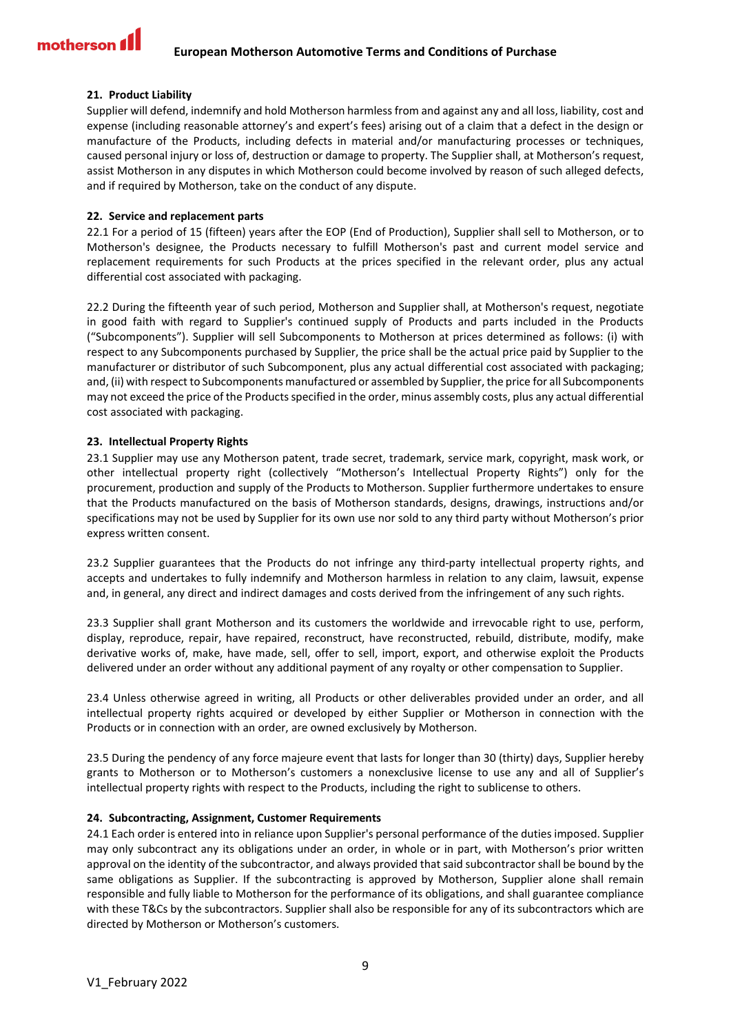## 21. Product Liability

Supplier will defend, indemnify and hold Motherson harmless from and against any and all loss, liability, cost and expense (including reasonable attorney's and expert's fees) arising out of a claim that a defect in the design or manufacture of the Products, including defects in material and/or manufacturing processes or techniques, caused personal injury or loss of, destruction or damage to property. The Supplier shall, at Motherson's request, assist Motherson in any disputes in which Motherson could become involved by reason of such alleged defects, and if required by Motherson, take on the conduct of any dispute.

## 22. Service and replacement parts

22.1 For a period of 15 (fifteen) years after the EOP (End of Production), Supplier shall sell to Motherson, or to Motherson's designee, the Products necessary to fulfill Motherson's past and current model service and replacement requirements for such Products at the prices specified in the relevant order, plus any actual differential cost associated with packaging.

22.2 During the fifteenth year of such period, Motherson and Supplier shall, at Motherson's request, negotiate in good faith with regard to Supplier's continued supply of Products and parts included in the Products ("Subcomponents"). Supplier will sell Subcomponents to Motherson at prices determined as follows: (i) with respect to any Subcomponents purchased by Supplier, the price shall be the actual price paid by Supplier to the manufacturer or distributor of such Subcomponent, plus any actual differential cost associated with packaging; and, (ii) with respect to Subcomponents manufactured or assembled by Supplier, the price for all Subcomponents may not exceed the price of the Products specified in the order, minus assembly costs, plus any actual differential cost associated with packaging.

## 23. Intellectual Property Rights

23.1 Supplier may use any Motherson patent, trade secret, trademark, service mark, copyright, mask work, or other intellectual property right (collectively "Motherson's Intellectual Property Rights") only for the procurement, production and supply of the Products to Motherson. Supplier furthermore undertakes to ensure that the Products manufactured on the basis of Motherson standards, designs, drawings, instructions and/or specifications may not be used by Supplier for its own use nor sold to any third party without Motherson's prior express written consent.

23.2 Supplier guarantees that the Products do not infringe any third-party intellectual property rights, and accepts and undertakes to fully indemnify and Motherson harmless in relation to any claim, lawsuit, expense and, in general, any direct and indirect damages and costs derived from the infringement of any such rights.

23.3 Supplier shall grant Motherson and its customers the worldwide and irrevocable right to use, perform, display, reproduce, repair, have repaired, reconstruct, have reconstructed, rebuild, distribute, modify, make derivative works of, make, have made, sell, offer to sell, import, export, and otherwise exploit the Products delivered under an order without any additional payment of any royalty or other compensation to Supplier.

23.4 Unless otherwise agreed in writing, all Products or other deliverables provided under an order, and all intellectual property rights acquired or developed by either Supplier or Motherson in connection with the Products or in connection with an order, are owned exclusively by Motherson.

23.5 During the pendency of any force majeure event that lasts for longer than 30 (thirty) days, Supplier hereby grants to Motherson or to Motherson's customers a nonexclusive license to use any and all of Supplier's intellectual property rights with respect to the Products, including the right to sublicense to others.

## 24. Subcontracting, Assignment, Customer Requirements

24.1 Each order is entered into in reliance upon Supplier's personal performance of the duties imposed. Supplier may only subcontract any its obligations under an order, in whole or in part, with Motherson's prior written approval on the identity of the subcontractor, and always provided that said subcontractor shall be bound by the same obligations as Supplier. If the subcontracting is approved by Motherson, Supplier alone shall remain responsible and fully liable to Motherson for the performance of its obligations, and shall guarantee compliance with these T&Cs by the subcontractors. Supplier shall also be responsible for any of its subcontractors which are directed by Motherson or Motherson's customers.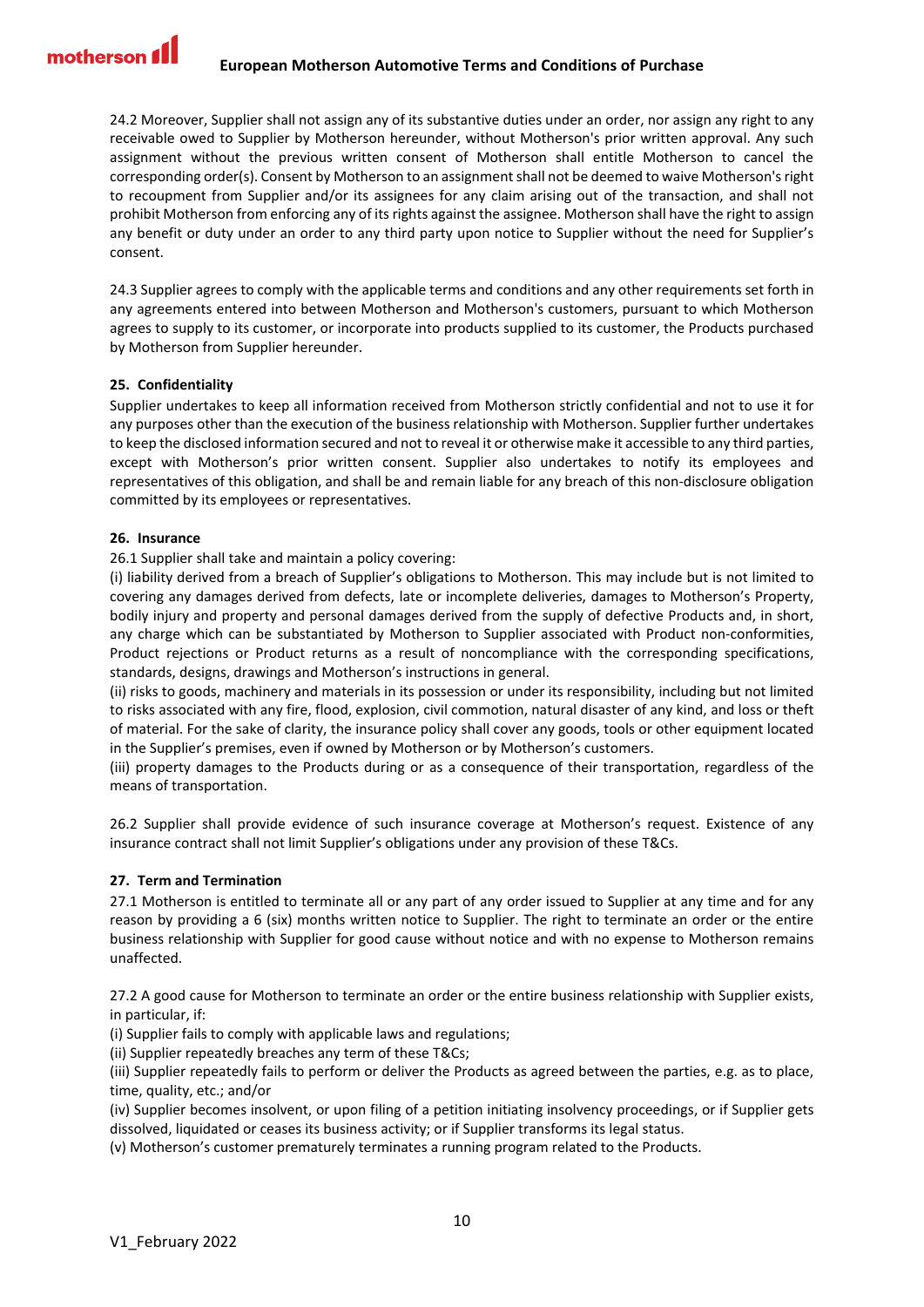24.2 Moreover, Supplier shall not assign any of its substantive duties under an order, nor assign any right to any receivable owed to Supplier by Motherson hereunder, without Motherson's prior written approval. Any such assignment without the previous written consent of Motherson shall entitle Motherson to cancel the corresponding order(s). Consent by Motherson to an assignment shall not be deemed to waive Motherson's right to recoupment from Supplier and/or its assignees for any claim arising out of the transaction, and shall not prohibit Motherson from enforcing any of its rights against the assignee. Motherson shall have the right to assign any benefit or duty under an order to any third party upon notice to Supplier without the need for Supplier's consent.

24.3 Supplier agrees to comply with the applicable terms and conditions and any other requirements set forth in any agreements entered into between Motherson and Motherson's customers, pursuant to which Motherson agrees to supply to its customer, or incorporate into products supplied to its customer, the Products purchased by Motherson from Supplier hereunder.

## 25. Confidentiality

Supplier undertakes to keep all information received from Motherson strictly confidential and not to use it for any purposes other than the execution of the business relationship with Motherson. Supplier further undertakes to keep the disclosed information secured and not to reveal it or otherwise make it accessible to any third parties, except with Motherson's prior written consent. Supplier also undertakes to notify its employees and representatives of this obligation, and shall be and remain liable for any breach of this non-disclosure obligation committed by its employees or representatives.

## 26. Insurance

26.1 Supplier shall take and maintain a policy covering:

(i) liability derived from a breach of Supplier's obligations to Motherson. This may include but is not limited to covering any damages derived from defects, late or incomplete deliveries, damages to Motherson's Property, bodily injury and property and personal damages derived from the supply of defective Products and, in short, any charge which can be substantiated by Motherson to Supplier associated with Product non-conformities, Product rejections or Product returns as a result of noncompliance with the corresponding specifications, standards, designs, drawings and Motherson's instructions in general.

(ii) risks to goods, machinery and materials in its possession or under its responsibility, including but not limited to risks associated with any fire, flood, explosion, civil commotion, natural disaster of any kind, and loss or theft of material. For the sake of clarity, the insurance policy shall cover any goods, tools or other equipment located in the Supplier's premises, even if owned by Motherson or by Motherson's customers.

(iii) property damages to the Products during or as a consequence of their transportation, regardless of the means of transportation.

26.2 Supplier shall provide evidence of such insurance coverage at Motherson's request. Existence of any insurance contract shall not limit Supplier's obligations under any provision of these T&Cs.

## 27. Term and Termination

27.1 Motherson is entitled to terminate all or any part of any order issued to Supplier at any time and for any reason by providing a 6 (six) months written notice to Supplier. The right to terminate an order or the entire business relationship with Supplier for good cause without notice and with no expense to Motherson remains unaffected.

27.2 A good cause for Motherson to terminate an order or the entire business relationship with Supplier exists, in particular, if:

(i) Supplier fails to comply with applicable laws and regulations;

(ii) Supplier repeatedly breaches any term of these T&Cs;

(iii) Supplier repeatedly fails to perform or deliver the Products as agreed between the parties, e.g. as to place, time, quality, etc.; and/or

(iv) Supplier becomes insolvent, or upon filing of a petition initiating insolvency proceedings, or if Supplier gets dissolved, liquidated or ceases its business activity; or if Supplier transforms its legal status.

(v) Motherson's customer prematurely terminates a running program related to the Products.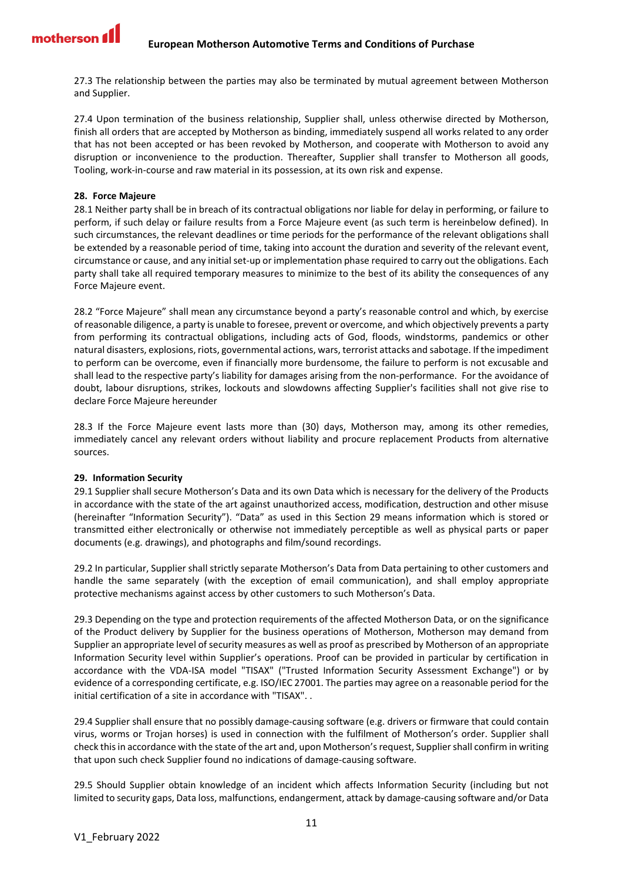27.3 The relationship between the parties may also be terminated by mutual agreement between Motherson and Supplier.

27.4 Upon termination of the business relationship, Supplier shall, unless otherwise directed by Motherson, finish all orders that are accepted by Motherson as binding, immediately suspend all works related to any order that has not been accepted or has been revoked by Motherson, and cooperate with Motherson to avoid any disruption or inconvenience to the production. Thereafter, Supplier shall transfer to Motherson all goods, Tooling, work-in-course and raw material in its possession, at its own risk and expense.

## 28. Force Majeure

28.1 Neither party shall be in breach of its contractual obligations nor liable for delay in performing, or failure to perform, if such delay or failure results from a Force Majeure event (as such term is hereinbelow defined). In such circumstances, the relevant deadlines or time periods for the performance of the relevant obligations shall be extended by a reasonable period of time, taking into account the duration and severity of the relevant event, circumstance or cause, and any initial set-up or implementation phase required to carry out the obligations. Each party shall take all required temporary measures to minimize to the best of its ability the consequences of any Force Majeure event.

28.2 "Force Majeure" shall mean any circumstance beyond a party's reasonable control and which, by exercise of reasonable diligence, a party is unable to foresee, prevent or overcome, and which objectively prevents a party from performing its contractual obligations, including acts of God, floods, windstorms, pandemics or other natural disasters, explosions, riots, governmental actions, wars, terrorist attacks and sabotage. If the impediment to perform can be overcome, even if financially more burdensome, the failure to perform is not excusable and shall lead to the respective party's liability for damages arising from the non-performance. For the avoidance of doubt, labour disruptions, strikes, lockouts and slowdowns affecting Supplier's facilities shall not give rise to declare Force Majeure hereunder

28.3 If the Force Majeure event lasts more than (30) days, Motherson may, among its other remedies, immediately cancel any relevant orders without liability and procure replacement Products from alternative sources.

## 29. Information Security

29.1 Supplier shall secure Motherson's Data and its own Data which is necessary for the delivery of the Products in accordance with the state of the art against unauthorized access, modification, destruction and other misuse (hereinafter "Information Security"). "Data" as used in this Section 29 means information which is stored or transmitted either electronically or otherwise not immediately perceptible as well as physical parts or paper documents (e.g. drawings), and photographs and film/sound recordings.

29.2 In particular, Supplier shall strictly separate Motherson's Data from Data pertaining to other customers and handle the same separately (with the exception of email communication), and shall employ appropriate protective mechanisms against access by other customers to such Motherson's Data.

29.3 Depending on the type and protection requirements of the affected Motherson Data, or on the significance of the Product delivery by Supplier for the business operations of Motherson, Motherson may demand from Supplier an appropriate level of security measures as well as proof as prescribed by Motherson of an appropriate Information Security level within Supplier's operations. Proof can be provided in particular by certification in accordance with the VDA-ISA model "TISAX" ("Trusted Information Security Assessment Exchange") or by evidence of a corresponding certificate, e.g. ISO/IEC 27001. The parties may agree on a reasonable period for the initial certification of a site in accordance with "TISAX". .

29.4 Supplier shall ensure that no possibly damage-causing software (e.g. drivers or firmware that could contain virus, worms or Trojan horses) is used in connection with the fulfilment of Motherson's order. Supplier shall check this in accordance with the state of the art and, upon Motherson's request, Supplier shall confirm in writing that upon such check Supplier found no indications of damage-causing software.

29.5 Should Supplier obtain knowledge of an incident which affects Information Security (including but not limited to security gaps, Data loss, malfunctions, endangerment, attack by damage-causing software and/or Data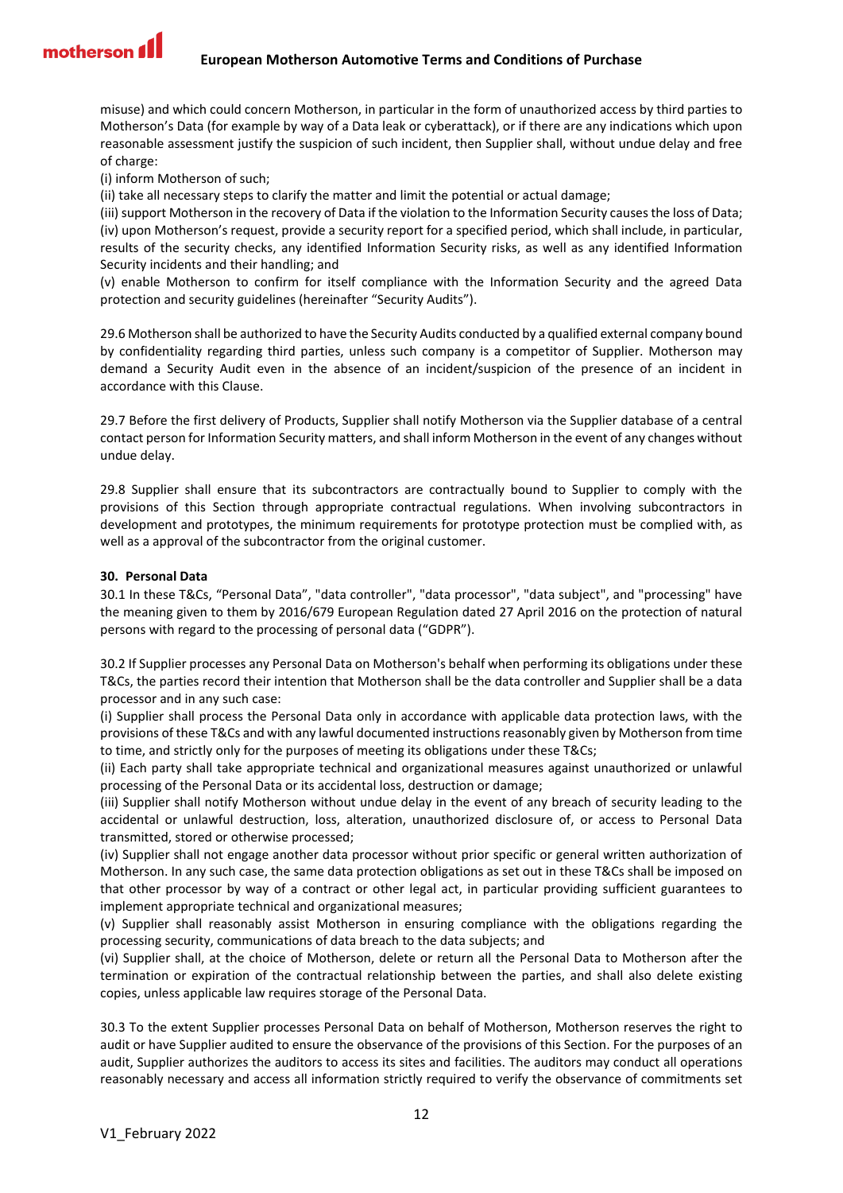misuse) and which could concern Motherson, in particular in the form of unauthorized access by third parties to Motherson's Data (for example by way of a Data leak or cyberattack), or if there are any indications which upon reasonable assessment justify the suspicion of such incident, then Supplier shall, without undue delay and free of charge:

(i) inform Motherson of such;

(ii) take all necessary steps to clarify the matter and limit the potential or actual damage;

(iii) support Motherson in the recovery of Data if the violation to the Information Security causes the loss of Data;

(iv) upon Motherson's request, provide a security report for a specified period, which shall include, in particular, results of the security checks, any identified Information Security risks, as well as any identified Information Security incidents and their handling; and

(v) enable Motherson to confirm for itself compliance with the Information Security and the agreed Data protection and security guidelines (hereinafter "Security Audits").

29.6 Motherson shall be authorized to have the Security Audits conducted by a qualified external company bound by confidentiality regarding third parties, unless such company is a competitor of Supplier. Motherson may demand a Security Audit even in the absence of an incident/suspicion of the presence of an incident in accordance with this Clause.

29.7 Before the first delivery of Products, Supplier shall notify Motherson via the Supplier database of a central contact person for Information Security matters, and shall inform Motherson in the event of any changes without undue delay.

29.8 Supplier shall ensure that its subcontractors are contractually bound to Supplier to comply with the provisions of this Section through appropriate contractual regulations. When involving subcontractors in development and prototypes, the minimum requirements for prototype protection must be complied with, as well as a approval of the subcontractor from the original customer.

**30. Personal Data**

30.1 In these T&Cs, "Personal Data", "data controller", "data processor", "data subject", and "processing" have the meaning given to them by 2016/679 European Regulation dated 27 April 2016 on the protection of natural persons with regard to the processing of personal data ("GDPR").

30.2 If Supplier processes any Personal Data on Motherson's behalf when performing its obligations under these T&Cs, the parties record their intention that Motherson shall be the data controller and Supplier shall be a data processor and in any such case:

(i) Supplier shall process the Personal Data only in accordance with applicable data protection laws, with the provisions of these T&Cs and with any lawful documented instructions reasonably given by Motherson from time to time, and strictly only for the purposes of meeting its obligations under these T&Cs;

(ii) Each party shall take appropriate technical and organizational measures against unauthorized or unlawful processing of the Personal Data or its accidental loss, destruction or damage;

(iii) Supplier shall notify Motherson without undue delay in the event of any breach of security leading to the accidental or unlawful destruction, loss, alteration, unauthorized disclosure of, or access to Personal Data transmitted, stored or otherwise processed;

(iv) Supplier shall not engage another data processor without prior specific or general written authorization of Motherson. In any such case, the same data protection obligations as set out in these T&Cs shall be imposed on that other processor by way of a contract or other legal act, in particular providing sufficient guarantees to implement appropriate technical and organizational measures;

(v) Supplier shall reasonably assist Motherson in ensuring compliance with the obligations regarding the processing security, communications of data breach to the data subjects; and

(vi) Supplier shall, at the choice of Motherson, delete or return all the Personal Data to Motherson after the termination or expiration of the contractual relationship between the parties, and shall also delete existing copies, unless applicable law requires storage of the Personal Data.

30.3 To the extent Supplier processes Personal Data on behalf of Motherson, Motherson reserves the right to audit or have Supplier audited to ensure the observance of the provisions of this Section. For the purposes of an audit, Supplier authorizes the auditors to access its sites and facilities. The auditors may conduct all operations reasonably necessary and access all information strictly required to verify the observance of commitments set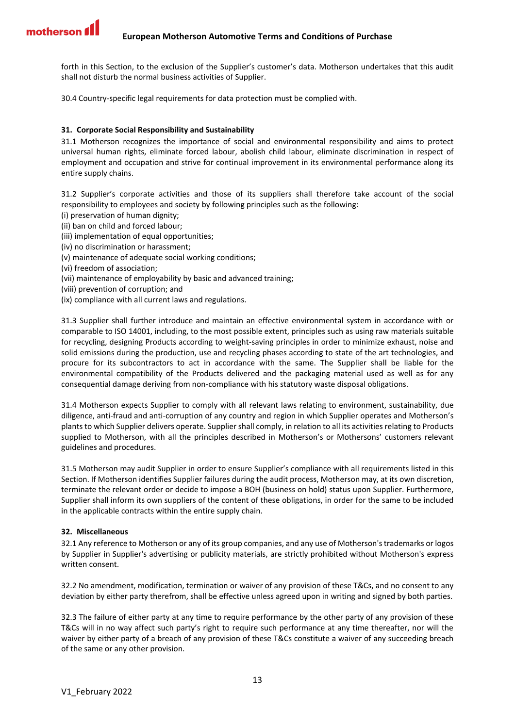forth in this Section, to the exclusion of the Supplier's customer's data. Motherson undertakes that this audit shall not disturb the normal business activities of Supplier.

30.4 Country-specific legal requirements for data protection must be complied with.

## 31. Corporate Social Responsibility and Sustainability

31.1 Motherson recognizes the importance of social and environmental responsibility and aims to protect universal human rights, eliminate forced labour, abolish child labour, eliminate discrimination in respect of employment and occupation and strive for continual improvement in its environmental performance along its entire supply chains.

31.2 Supplier's corporate activities and those of its suppliers shall therefore take account of the social responsibility to employees and society by following principles such as the following:

(i) preservation of human dignity;
(ii) ban on child and forced labour;
(iii) implementation of equal opportunities;
(iv) no discrimination or harassment;
(v) maintenance of adequate social working conditions;
(vi) freedom of association;
(vii) maintenance of employability by basic and advanced training;
(viii) prevention of corruption; and
(ix) compliance with all current laws and regulations.

31.3 Supplier shall further introduce and maintain an effective environmental system in accordance with or comparable to ISO 14001, including, to the most possible extent, principles such as using raw materials suitable for recycling, designing Products according to weight-saving principles in order to minimize exhaust, noise and solid emissions during the production, use and recycling phases according to state of the art technologies, and procure for its subcontractors to act in accordance with the same. The Supplier shall be liable for the environmental compatibility of the Products delivered and the packaging material used as well as for any consequential damage deriving from non-compliance with his statutory waste disposal obligations.

31.4 Motherson expects Supplier to comply with all relevant laws relating to environment, sustainability, due diligence, anti-fraud and anti-corruption of any country and region in which Supplier operates and Motherson's plants to which Supplier delivers operate. Supplier shall comply, in relation to all its activities relating to Products supplied to Motherson, with all the principles described in Motherson's or Mothersons' customers relevant guidelines and procedures.

31.5 Motherson may audit Supplier in order to ensure Supplier's compliance with all requirements listed in this Section. If Motherson identifies Supplier failures during the audit process, Motherson may, at its own discretion, terminate the relevant order or decide to impose a BOH (business on hold) status upon Supplier. Furthermore, Supplier shall inform its own suppliers of the content of these obligations, in order for the same to be included in the applicable contracts within the entire supply chain.

## 32. Miscellaneous

32.1 Any reference to Motherson or any of its group companies, and any use of Motherson's trademarks or logos by Supplier in Supplier's advertising or publicity materials, are strictly prohibited without Motherson's express written consent.

32.2 No amendment, modification, termination or waiver of any provision of these T&Cs, and no consent to any deviation by either party therefrom, shall be effective unless agreed upon in writing and signed by both parties.

32.3 The failure of either party at any time to require performance by the other party of any provision of these T&Cs will in no way affect such party's right to require such performance at any time thereafter, nor will the waiver by either party of a breach of any provision of these T&Cs constitute a waiver of any succeeding breach of the same or any other provision.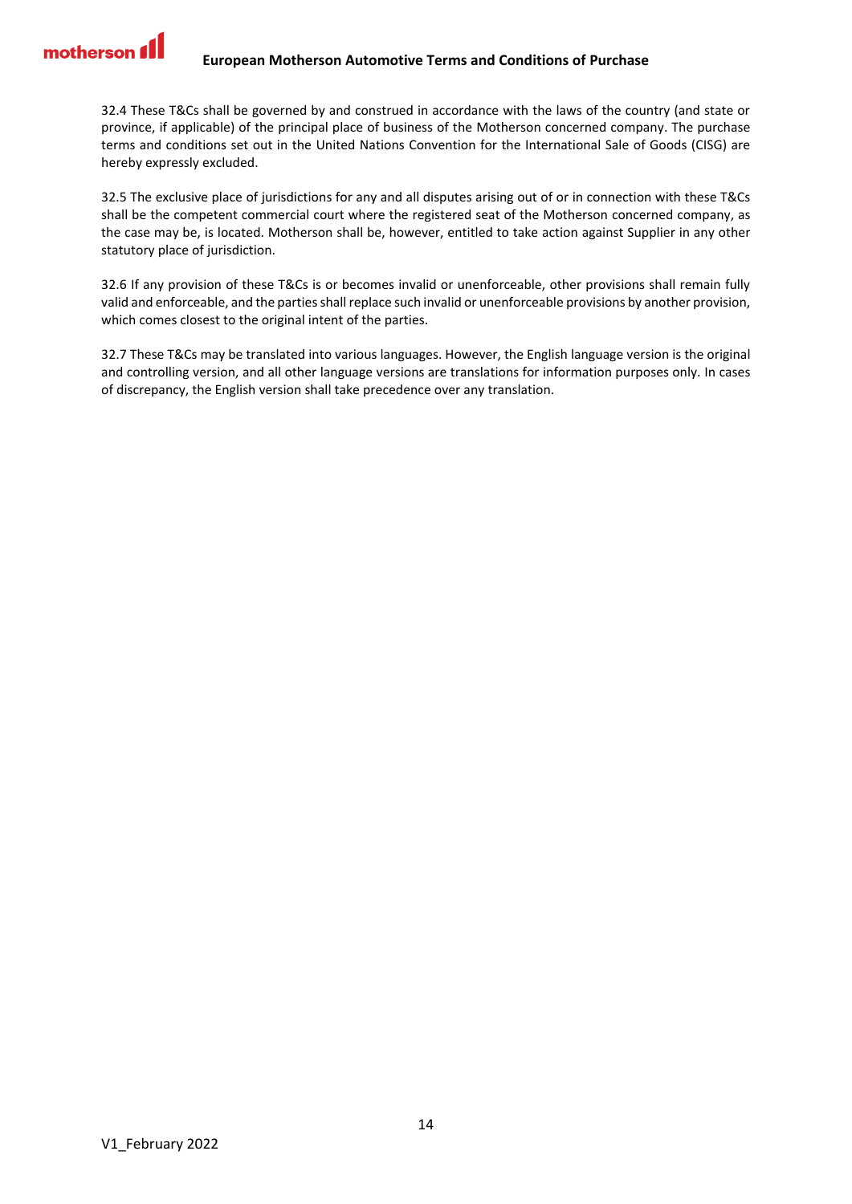32.4 These T&Cs shall be governed by and construed in accordance with the laws of the country (and state or province, if applicable) of the principal place of business of the Motherson concerned company. The purchase terms and conditions set out in the United Nations Convention for the International Sale of Goods (CISG) are hereby expressly excluded.

32.5 The exclusive place of jurisdictions for any and all disputes arising out of or in connection with these T&Cs shall be the competent commercial court where the registered seat of the Motherson concerned company, as the case may be, is located. Motherson shall be, however, entitled to take action against Supplier in any other statutory place of jurisdiction.

32.6 If any provision of these T&Cs is or becomes invalid or unenforceable, other provisions shall remain fully valid and enforceable, and the parties shall replace such invalid or unenforceable provisions by another provision, which comes closest to the original intent of the parties.

32.7 These T&Cs may be translated into various languages. However, the English language version is the original and controlling version, and all other language versions are translations for information purposes only. In cases of discrepancy, the English version shall take precedence over any translation.